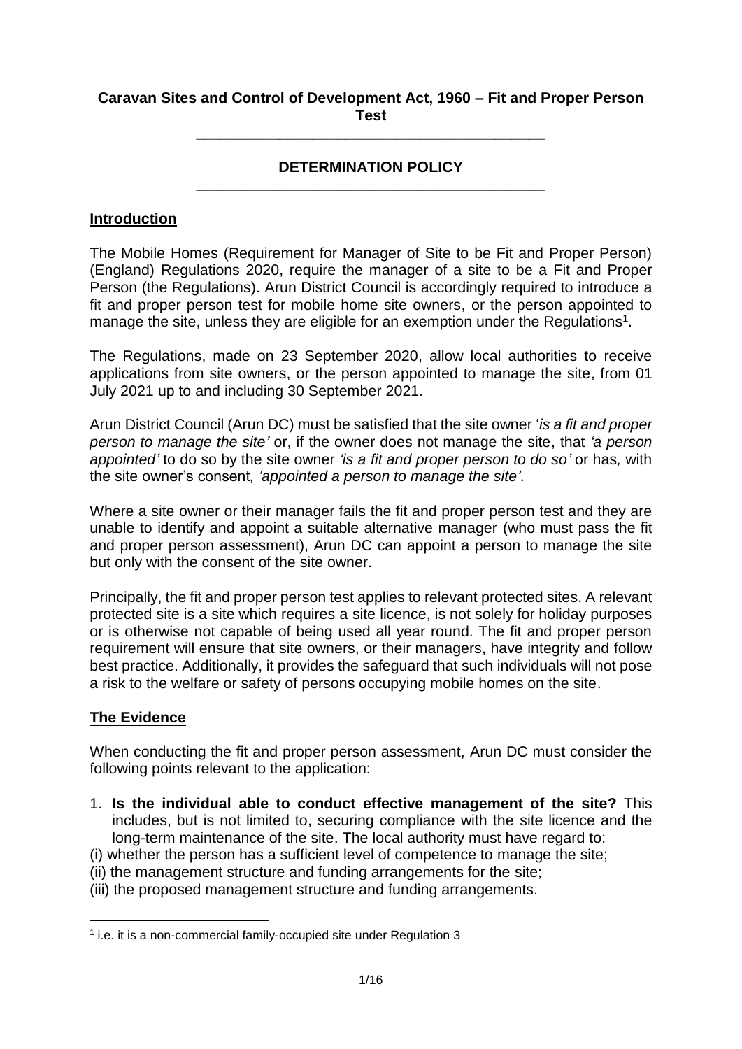# Caravan Sites and Control of Development Act, 1960 – Fit and Proper Person Test

## DETERMINATION POLICY

### Introduction

The Mobile Homes (Requirement for Manager of Site to be Fit and Proper Person) (England) Regulations 2020, require the manager of a site to be a Fit and Proper Person (the Regulations). Arun District Council is accordingly required to introduce a fit and proper person test for mobile home site owners, or the person appointed to manage the site, unless they are eligible for an exemption under the Regulations[1].

The Regulations, made on 23 September 2020, allow local authorities to receive applications from site owners, or the person appointed to manage the site, from 01 July 2021 up to and including 30 September 2021.

Arun District Council (Arun DC) must be satisfied that the site owner '*is a fit and proper person to manage the site'* or, if the owner does not manage the site, that *'a person appointed'* to do so by the site owner *'is a fit and proper person to do so'* or has*,* with the site owner's consent*, 'appointed a person to manage the site'*.

Where a site owner or their manager fails the fit and proper person test and they are unable to identify and appoint a suitable alternative manager (who must pass the fit and proper person assessment), Arun DC can appoint a person to manage the site but only with the consent of the site owner.

Principally, the fit and proper person test applies to relevant protected sites. A relevant protected site is a site which requires a site licence, is not solely for holiday purposes or is otherwise not capable of being used all year round. The fit and proper person requirement will ensure that site owners, or their managers, have integrity and follow best practice. Additionally, it provides the safeguard that such individuals will not pose a risk to the welfare or safety of persons occupying mobile homes on the site.

### The Evidence

When conducting the fit and proper person assessment, Arun DC must consider the following points relevant to the application:

1. **Is the individual able to conduct effective management of the site?** This includes, but is not limited to, securing compliance with the site licence and the long-term maintenance of the site. The local authority must have regard to:

(i) whether the person has a sufficient level of competence to manage the site;
(ii) the management structure and funding arrangements for the site;
(iii) the proposed management structure and funding arrangements.

[1] i.e. it is a non-commercial family-occupied site under Regulation 3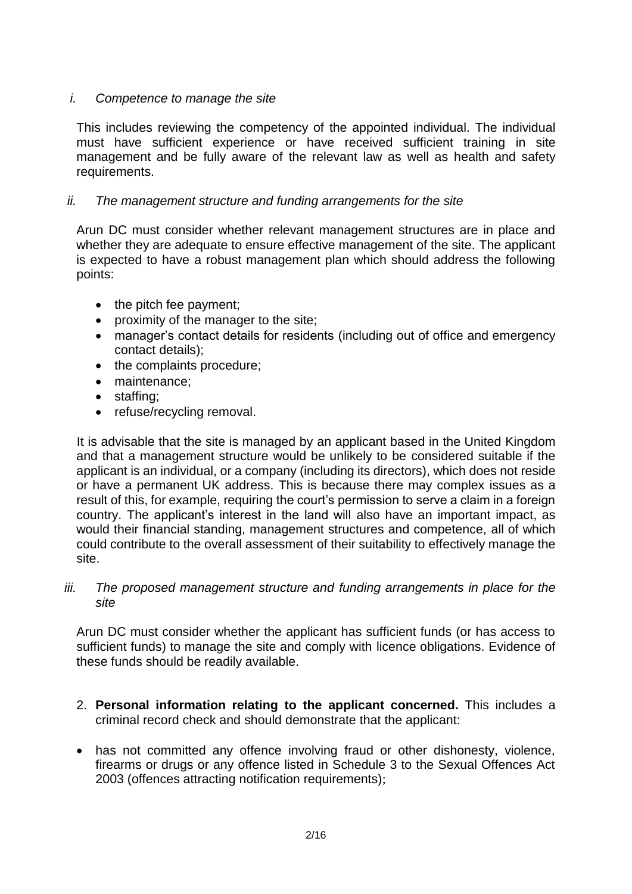*i. Competence to manage the site*

This includes reviewing the competency of the appointed individual. The individual must have sufficient experience or have received sufficient training in site management and be fully aware of the relevant law as well as health and safety requirements.

*ii. The management structure and funding arrangements for the site*

Arun DC must consider whether relevant management structures are in place and whether they are adequate to ensure effective management of the site. The applicant is expected to have a robust management plan which should address the following points:

- the pitch fee payment;
- proximity of the manager to the site;
- manager's contact details for residents (including out of office and emergency contact details);
- the complaints procedure;
- maintenance;
- staffing;
- refuse/recycling removal.

It is advisable that the site is managed by an applicant based in the United Kingdom and that a management structure would be unlikely to be considered suitable if the applicant is an individual, or a company (including its directors), which does not reside or have a permanent UK address. This is because there may complex issues as a result of this, for example, requiring the court's permission to serve a claim in a foreign country. The applicant's interest in the land will also have an important impact, as would their financial standing, management structures and competence, all of which could contribute to the overall assessment of their suitability to effectively manage the site.

*iii. The proposed management structure and funding arrangements in place for the site*

Arun DC must consider whether the applicant has sufficient funds (or has access to sufficient funds) to manage the site and comply with licence obligations. Evidence of these funds should be readily available.

2. **Personal information relating to the applicant concerned.** This includes a criminal record check and should demonstrate that the applicant:

- has not committed any offence involving fraud or other dishonesty, violence, firearms or drugs or any offence listed in Schedule 3 to the Sexual Offences Act 2003 (offences attracting notification requirements);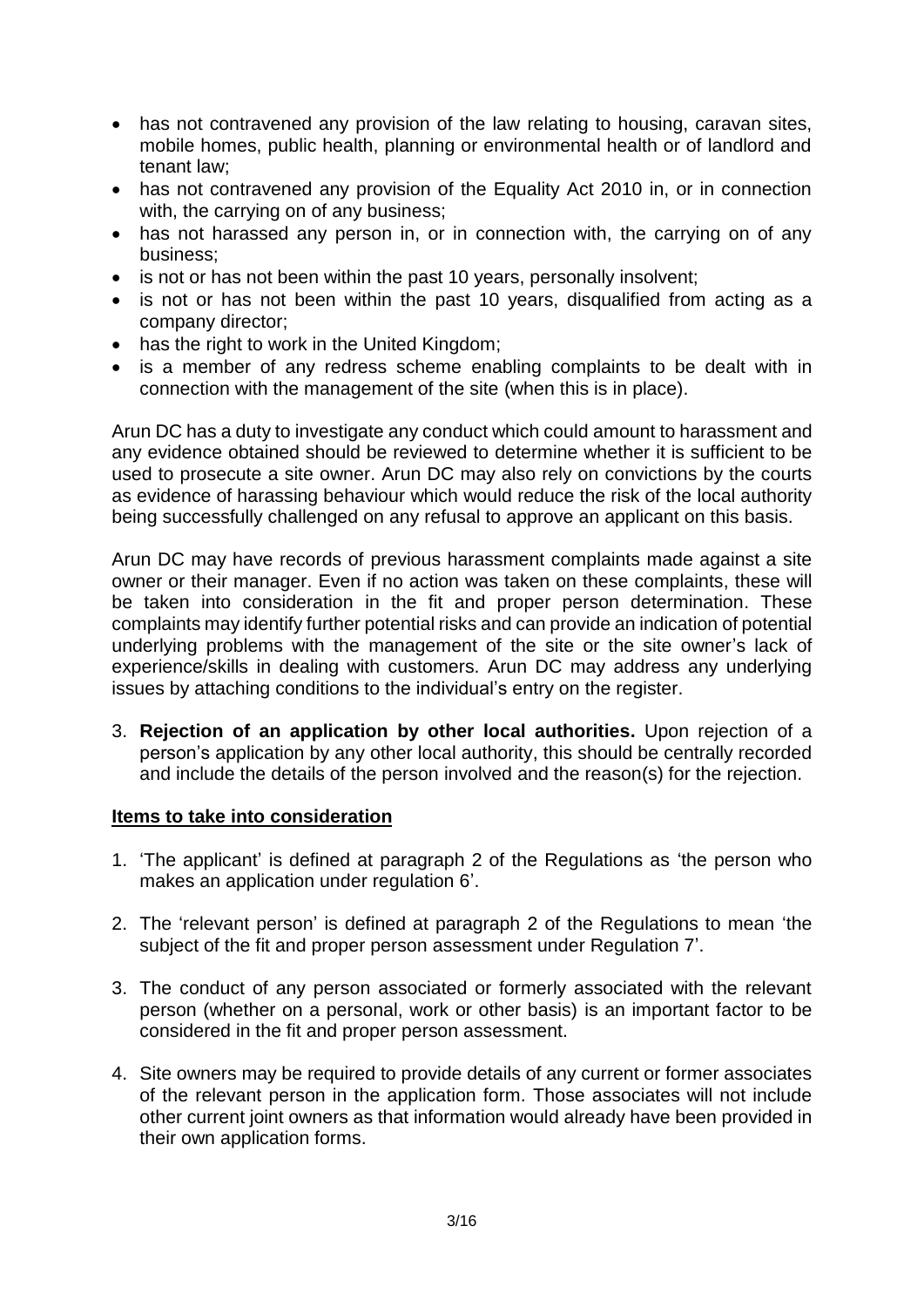- has not contravened any provision of the law relating to housing, caravan sites, mobile homes, public health, planning or environmental health or of landlord and tenant law;
- has not contravened any provision of the Equality Act 2010 in, or in connection with, the carrying on of any business;
- has not harassed any person in, or in connection with, the carrying on of any business;
- is not or has not been within the past 10 years, personally insolvent;
- is not or has not been within the past 10 years, disqualified from acting as a company director;
- has the right to work in the United Kingdom;
- is a member of any redress scheme enabling complaints to be dealt with in connection with the management of the site (when this is in place).

Arun DC has a duty to investigate any conduct which could amount to harassment and any evidence obtained should be reviewed to determine whether it is sufficient to be used to prosecute a site owner. Arun DC may also rely on convictions by the courts as evidence of harassing behaviour which would reduce the risk of the local authority being successfully challenged on any refusal to approve an applicant on this basis.

Arun DC may have records of previous harassment complaints made against a site owner or their manager. Even if no action was taken on these complaints, these will be taken into consideration in the fit and proper person determination. These complaints may identify further potential risks and can provide an indication of potential underlying problems with the management of the site or the site owner's lack of experience/skills in dealing with customers. Arun DC may address any underlying issues by attaching conditions to the individual's entry on the register.

3. **Rejection of an application by other local authorities.** Upon rejection of a person's application by any other local authority, this should be centrally recorded and include the details of the person involved and the reason(s) for the rejection.

## Items to take into consideration

1. 'The applicant' is defined at paragraph 2 of the Regulations as 'the person who makes an application under regulation 6'.
2. The 'relevant person' is defined at paragraph 2 of the Regulations to mean 'the subject of the fit and proper person assessment under Regulation 7'.
3. The conduct of any person associated or formerly associated with the relevant person (whether on a personal, work or other basis) is an important factor to be considered in the fit and proper person assessment.
4. Site owners may be required to provide details of any current or former associates of the relevant person in the application form. Those associates will not include other current joint owners as that information would already have been provided in their own application forms.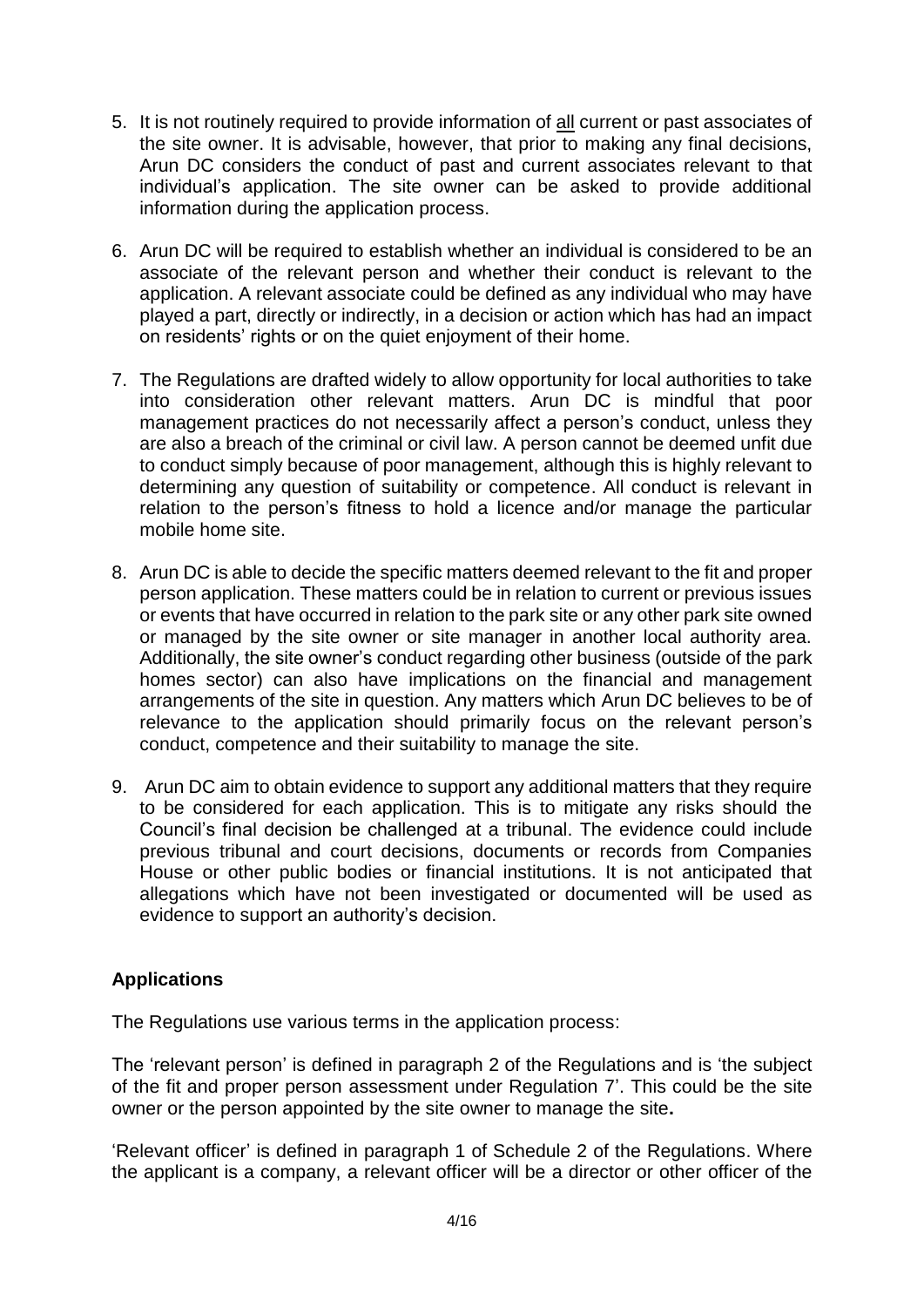5. It is not routinely required to provide information of <u>all</u> current or past associates of the site owner. It is advisable, however, that prior to making any final decisions, Arun DC considers the conduct of past and current associates relevant to that individual's application. The site owner can be asked to provide additional information during the application process.

6. Arun DC will be required to establish whether an individual is considered to be an associate of the relevant person and whether their conduct is relevant to the application. A relevant associate could be defined as any individual who may have played a part, directly or indirectly, in a decision or action which has had an impact on residents' rights or on the quiet enjoyment of their home.

7. The Regulations are drafted widely to allow opportunity for local authorities to take into consideration other relevant matters. Arun DC is mindful that poor management practices do not necessarily affect a person's conduct, unless they are also a breach of the criminal or civil law. A person cannot be deemed unfit due to conduct simply because of poor management, although this is highly relevant to determining any question of suitability or competence. All conduct is relevant in relation to the person's fitness to hold a licence and/or manage the particular mobile home site.

8. Arun DC is able to decide the specific matters deemed relevant to the fit and proper person application. These matters could be in relation to current or previous issues or events that have occurred in relation to the park site or any other park site owned or managed by the site owner or site manager in another local authority area. Additionally, the site owner's conduct regarding other business (outside of the park homes sector) can also have implications on the financial and management arrangements of the site in question. Any matters which Arun DC believes to be of relevance to the application should primarily focus on the relevant person's conduct, competence and their suitability to manage the site.

9. Arun DC aim to obtain evidence to support any additional matters that they require to be considered for each application. This is to mitigate any risks should the Council's final decision be challenged at a tribunal. The evidence could include previous tribunal and court decisions, documents or records from Companies House or other public bodies or financial institutions. It is not anticipated that allegations which have not been investigated or documented will be used as evidence to support an authority's decision.

**Applications**

The Regulations use various terms in the application process:

The 'relevant person' is defined in paragraph 2 of the Regulations and is 'the subject of the fit and proper person assessment under Regulation 7'. This could be the site owner or the person appointed by the site owner to manage the site**.**

'Relevant officer' is defined in paragraph 1 of Schedule 2 of the Regulations. Where the applicant is a company, a relevant officer will be a director or other officer of the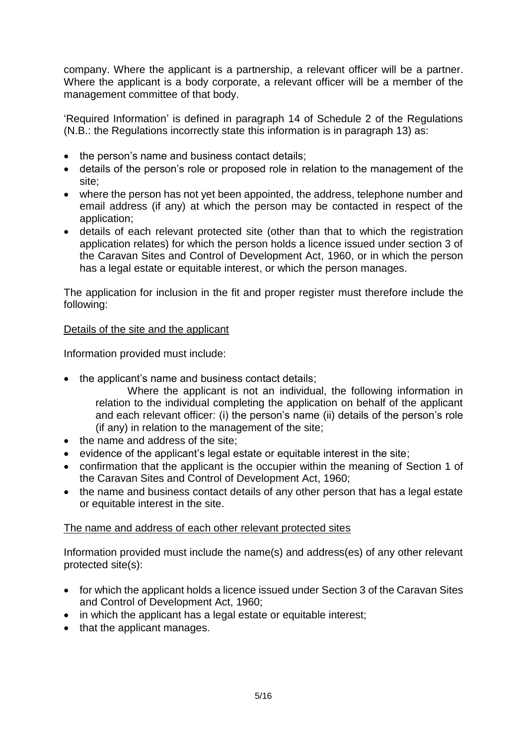company. Where the applicant is a partnership, a relevant officer will be a partner. Where the applicant is a body corporate, a relevant officer will be a member of the management committee of that body.

'Required Information' is defined in paragraph 14 of Schedule 2 of the Regulations (N.B.: the Regulations incorrectly state this information is in paragraph 13) as:

- the person's name and business contact details;
- details of the person's role or proposed role in relation to the management of the site;
- where the person has not yet been appointed, the address, telephone number and email address (if any) at which the person may be contacted in respect of the application;
- details of each relevant protected site (other than that to which the registration application relates) for which the person holds a licence issued under section 3 of the Caravan Sites and Control of Development Act, 1960, or in which the person has a legal estate or equitable interest, or which the person manages.

The application for inclusion in the fit and proper register must therefore include the following:

<u>Details of the site and the applicant</u>

Information provided must include:

- the applicant's name and business contact details;
  
  Where the applicant is not an individual, the following information in relation to the individual completing the application on behalf of the applicant and each relevant officer: (i) the person's name (ii) details of the person's role (if any) in relation to the management of the site;
- the name and address of the site;
- evidence of the applicant's legal estate or equitable interest in the site;
- confirmation that the applicant is the occupier within the meaning of Section 1 of the Caravan Sites and Control of Development Act, 1960;
- the name and business contact details of any other person that has a legal estate or equitable interest in the site.

<u>The name and address of each other relevant protected sites</u>

Information provided must include the name(s) and address(es) of any other relevant protected site(s):

- for which the applicant holds a licence issued under Section 3 of the Caravan Sites and Control of Development Act, 1960;
- in which the applicant has a legal estate or equitable interest;
- that the applicant manages.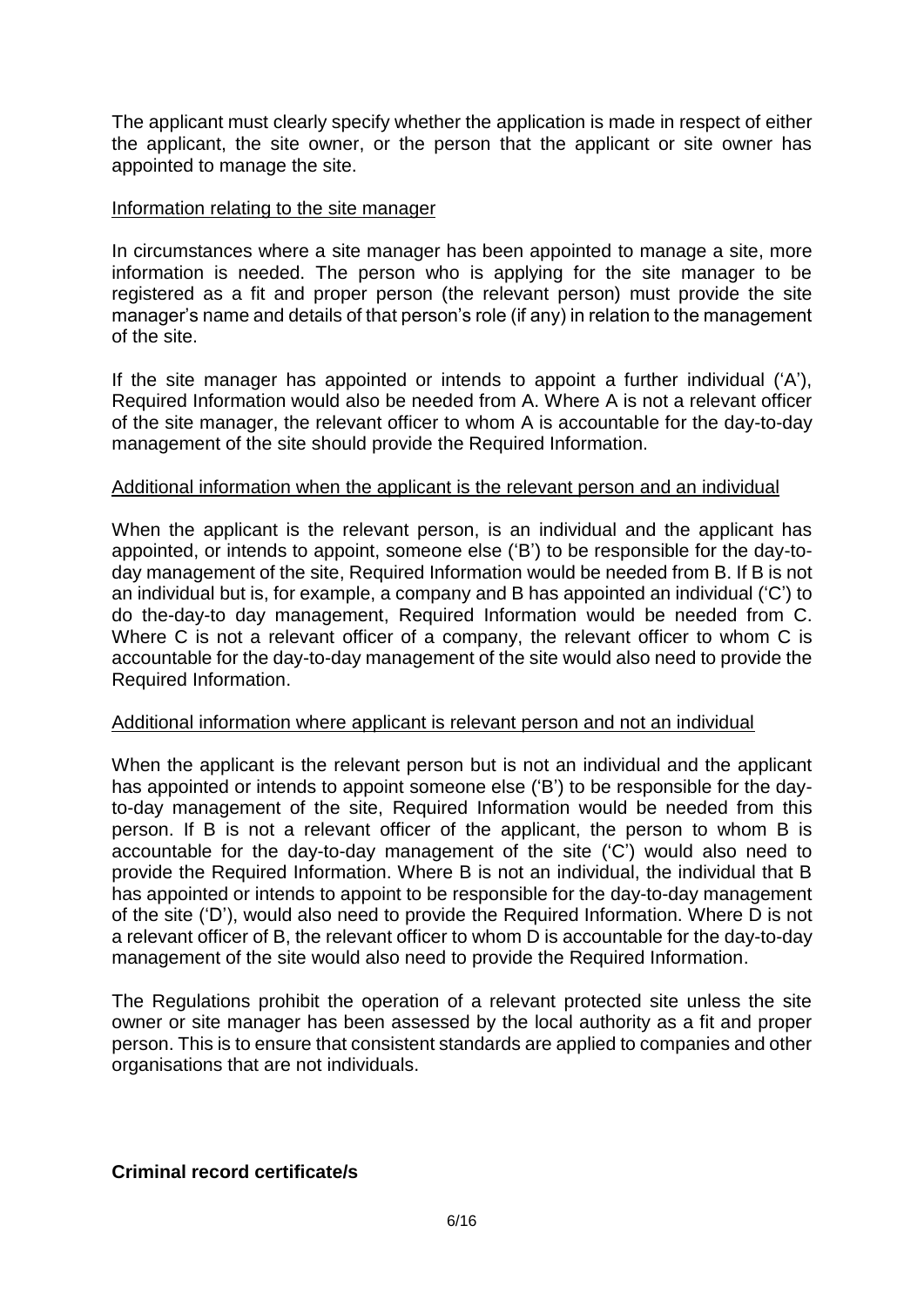The applicant must clearly specify whether the application is made in respect of either the applicant, the site owner, or the person that the applicant or site owner has appointed to manage the site.

Information relating to the site manager

In circumstances where a site manager has been appointed to manage a site, more information is needed. The person who is applying for the site manager to be registered as a fit and proper person (the relevant person) must provide the site manager's name and details of that person's role (if any) in relation to the management of the site.

If the site manager has appointed or intends to appoint a further individual ('A'), Required Information would also be needed from A. Where A is not a relevant officer of the site manager, the relevant officer to whom A is accountable for the day-to-day management of the site should provide the Required Information.

Additional information when the applicant is the relevant person and an individual

When the applicant is the relevant person, is an individual and the applicant has appointed, or intends to appoint, someone else ('B') to be responsible for the day-to-day management of the site, Required Information would be needed from B. If B is not an individual but is, for example, a company and B has appointed an individual ('C') to do the-day-to day management, Required Information would be needed from C. Where C is not a relevant officer of a company, the relevant officer to whom C is accountable for the day-to-day management of the site would also need to provide the Required Information.

Additional information where applicant is relevant person and not an individual

When the applicant is the relevant person but is not an individual and the applicant has appointed or intends to appoint someone else ('B') to be responsible for the day-to-day management of the site, Required Information would be needed from this person. If B is not a relevant officer of the applicant, the person to whom B is accountable for the day-to-day management of the site ('C') would also need to provide the Required Information. Where B is not an individual, the individual that B has appointed or intends to appoint to be responsible for the day-to-day management of the site ('D'), would also need to provide the Required Information. Where D is not a relevant officer of B, the relevant officer to whom D is accountable for the day-to-day management of the site would also need to provide the Required Information.

The Regulations prohibit the operation of a relevant protected site unless the site owner or site manager has been assessed by the local authority as a fit and proper person. This is to ensure that consistent standards are applied to companies and other organisations that are not individuals.

**Criminal record certificate/s**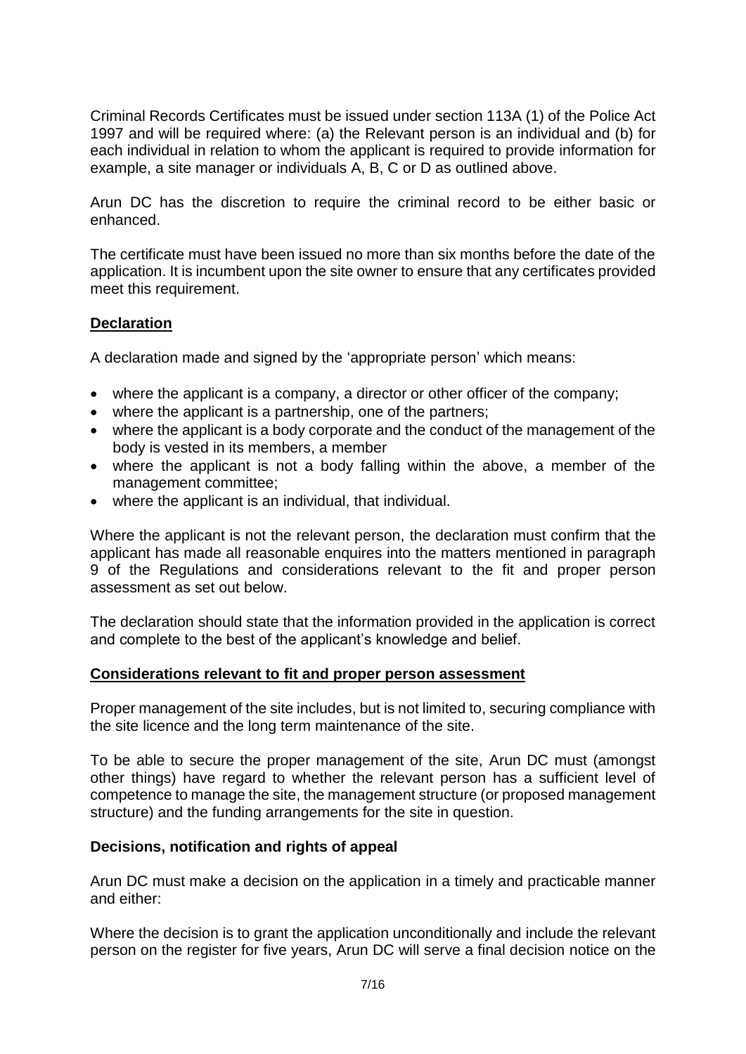Criminal Records Certificates must be issued under section 113A (1) of the Police Act 1997 and will be required where: (a) the Relevant person is an individual and (b) for each individual in relation to whom the applicant is required to provide information for example, a site manager or individuals A, B, C or D as outlined above.

Arun DC has the discretion to require the criminal record to be either basic or enhanced.

The certificate must have been issued no more than six months before the date of the application. It is incumbent upon the site owner to ensure that any certificates provided meet this requirement.

**Declaration**

A declaration made and signed by the 'appropriate person' which means:

- where the applicant is a company, a director or other officer of the company;
- where the applicant is a partnership, one of the partners;
- where the applicant is a body corporate and the conduct of the management of the body is vested in its members, a member
- where the applicant is not a body falling within the above, a member of the management committee;
- where the applicant is an individual, that individual.

Where the applicant is not the relevant person, the declaration must confirm that the applicant has made all reasonable enquires into the matters mentioned in paragraph 9 of the Regulations and considerations relevant to the fit and proper person assessment as set out below.

The declaration should state that the information provided in the application is correct and complete to the best of the applicant's knowledge and belief.

**Considerations relevant to fit and proper person assessment**

Proper management of the site includes, but is not limited to, securing compliance with the site licence and the long term maintenance of the site.

To be able to secure the proper management of the site, Arun DC must (amongst other things) have regard to whether the relevant person has a sufficient level of competence to manage the site, the management structure (or proposed management structure) and the funding arrangements for the site in question.

**Decisions, notification and rights of appeal**

Arun DC must make a decision on the application in a timely and practicable manner and either:

Where the decision is to grant the application unconditionally and include the relevant person on the register for five years, Arun DC will serve a final decision notice on the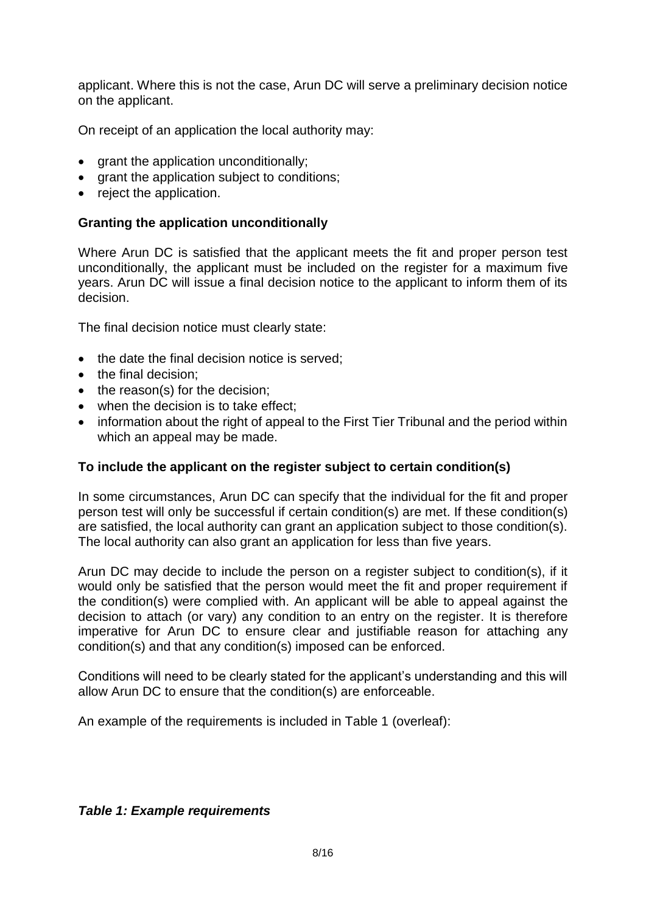applicant. Where this is not the case, Arun DC will serve a preliminary decision notice on the applicant.

On receipt of an application the local authority may:

- grant the application unconditionally;
- grant the application subject to conditions;
- reject the application.

**Granting the application unconditionally**

Where Arun DC is satisfied that the applicant meets the fit and proper person test unconditionally, the applicant must be included on the register for a maximum five years. Arun DC will issue a final decision notice to the applicant to inform them of its decision.

The final decision notice must clearly state:

- the date the final decision notice is served;
- the final decision;
- the reason(s) for the decision;
- when the decision is to take effect;
- information about the right of appeal to the First Tier Tribunal and the period within which an appeal may be made.

**To include the applicant on the register subject to certain condition(s)**

In some circumstances, Arun DC can specify that the individual for the fit and proper person test will only be successful if certain condition(s) are met. If these condition(s) are satisfied, the local authority can grant an application subject to those condition(s). The local authority can also grant an application for less than five years.

Arun DC may decide to include the person on a register subject to condition(s), if it would only be satisfied that the person would meet the fit and proper requirement if the condition(s) were complied with. An applicant will be able to appeal against the decision to attach (or vary) any condition to an entry on the register. It is therefore imperative for Arun DC to ensure clear and justifiable reason for attaching any condition(s) and that any condition(s) imposed can be enforced.

Conditions will need to be clearly stated for the applicant's understanding and this will allow Arun DC to ensure that the condition(s) are enforceable.

An example of the requirements is included in Table 1 (overleaf):

***Table 1: Example requirements***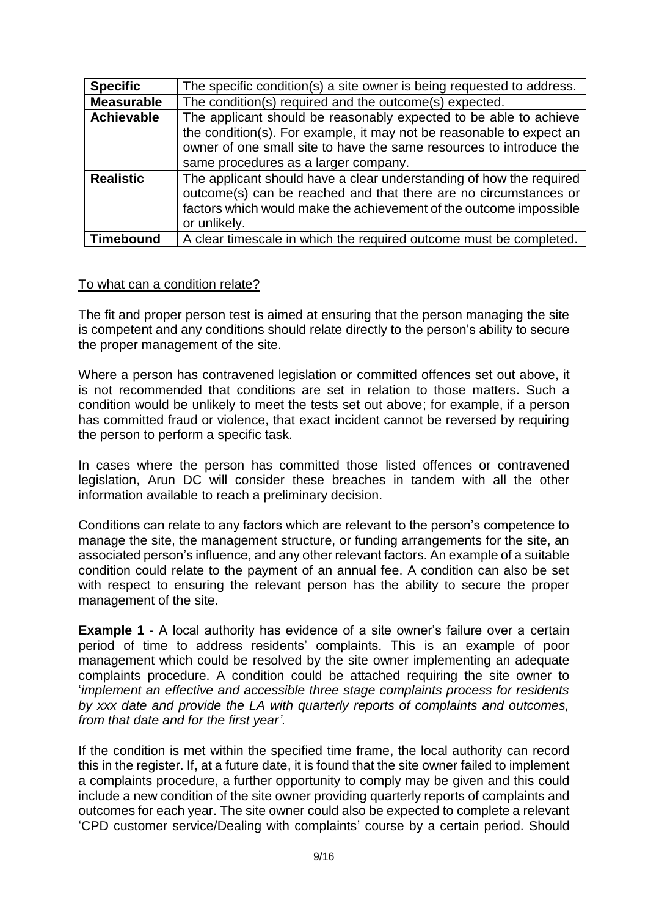| | |
|---|---|
| **Specific** | The specific condition(s) a site owner is being requested to address. |
| **Measurable** | The condition(s) required and the outcome(s) expected. |
| **Achievable** | The applicant should be reasonably expected to be able to achieve the condition(s). For example, it may not be reasonable to expect an owner of one small site to have the same resources to introduce the same procedures as a larger company. |
| **Realistic** | The applicant should have a clear understanding of how the required outcome(s) can be reached and that there are no circumstances or factors which would make the achievement of the outcome impossible or unlikely. |
| **Timebound** | A clear timescale in which the required outcome must be completed. |

To what can a condition relate?

The fit and proper person test is aimed at ensuring that the person managing the site is competent and any conditions should relate directly to the person's ability to secure the proper management of the site.

Where a person has contravened legislation or committed offences set out above, it is not recommended that conditions are set in relation to those matters. Such a condition would be unlikely to meet the tests set out above; for example, if a person has committed fraud or violence, that exact incident cannot be reversed by requiring the person to perform a specific task.

In cases where the person has committed those listed offences or contravened legislation, Arun DC will consider these breaches in tandem with all the other information available to reach a preliminary decision.

Conditions can relate to any factors which are relevant to the person's competence to manage the site, the management structure, or funding arrangements for the site, an associated person's influence, and any other relevant factors. An example of a suitable condition could relate to the payment of an annual fee. A condition can also be set with respect to ensuring the relevant person has the ability to secure the proper management of the site.

**Example 1** - A local authority has evidence of a site owner's failure over a certain period of time to address residents' complaints. This is an example of poor management which could be resolved by the site owner implementing an adequate complaints procedure. A condition could be attached requiring the site owner to '*implement an effective and accessible three stage complaints process for residents by xxx date and provide the LA with quarterly reports of complaints and outcomes, from that date and for the first year'*.

If the condition is met within the specified time frame, the local authority can record this in the register. If, at a future date, it is found that the site owner failed to implement a complaints procedure, a further opportunity to comply may be given and this could include a new condition of the site owner providing quarterly reports of complaints and outcomes for each year. The site owner could also be expected to complete a relevant 'CPD customer service/Dealing with complaints' course by a certain period. Should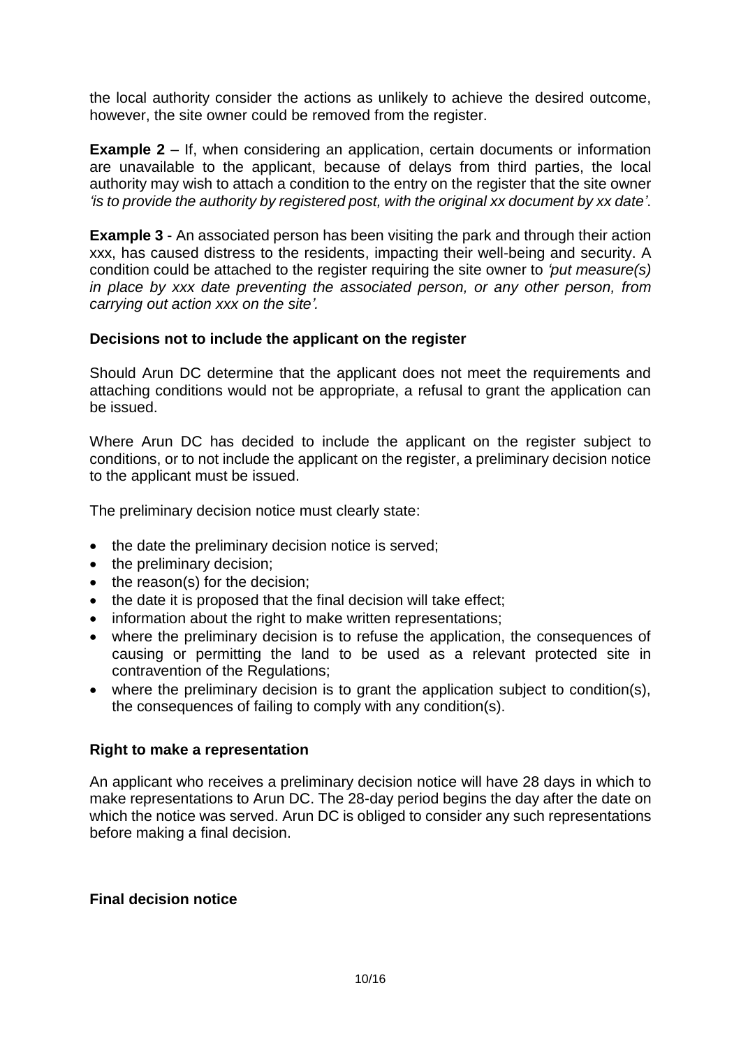the local authority consider the actions as unlikely to achieve the desired outcome, however, the site owner could be removed from the register.

**Example 2** – If, when considering an application, certain documents or information are unavailable to the applicant, because of delays from third parties, the local authority may wish to attach a condition to the entry on the register that the site owner *'is to provide the authority by registered post, with the original xx document by xx date'*.

**Example 3** - An associated person has been visiting the park and through their action xxx, has caused distress to the residents, impacting their well-being and security. A condition could be attached to the register requiring the site owner to *'put measure(s) in place by xxx date preventing the associated person, or any other person, from carrying out action xxx on the site'.*

**Decisions not to include the applicant on the register**

Should Arun DC determine that the applicant does not meet the requirements and attaching conditions would not be appropriate, a refusal to grant the application can be issued.

Where Arun DC has decided to include the applicant on the register subject to conditions, or to not include the applicant on the register, a preliminary decision notice to the applicant must be issued.

The preliminary decision notice must clearly state:

- the date the preliminary decision notice is served;
- the preliminary decision;
- the reason(s) for the decision;
- the date it is proposed that the final decision will take effect;
- information about the right to make written representations;
- where the preliminary decision is to refuse the application, the consequences of causing or permitting the land to be used as a relevant protected site in contravention of the Regulations;
- where the preliminary decision is to grant the application subject to condition(s), the consequences of failing to comply with any condition(s).

**Right to make a representation**

An applicant who receives a preliminary decision notice will have 28 days in which to make representations to Arun DC. The 28-day period begins the day after the date on which the notice was served. Arun DC is obliged to consider any such representations before making a final decision.

**Final decision notice**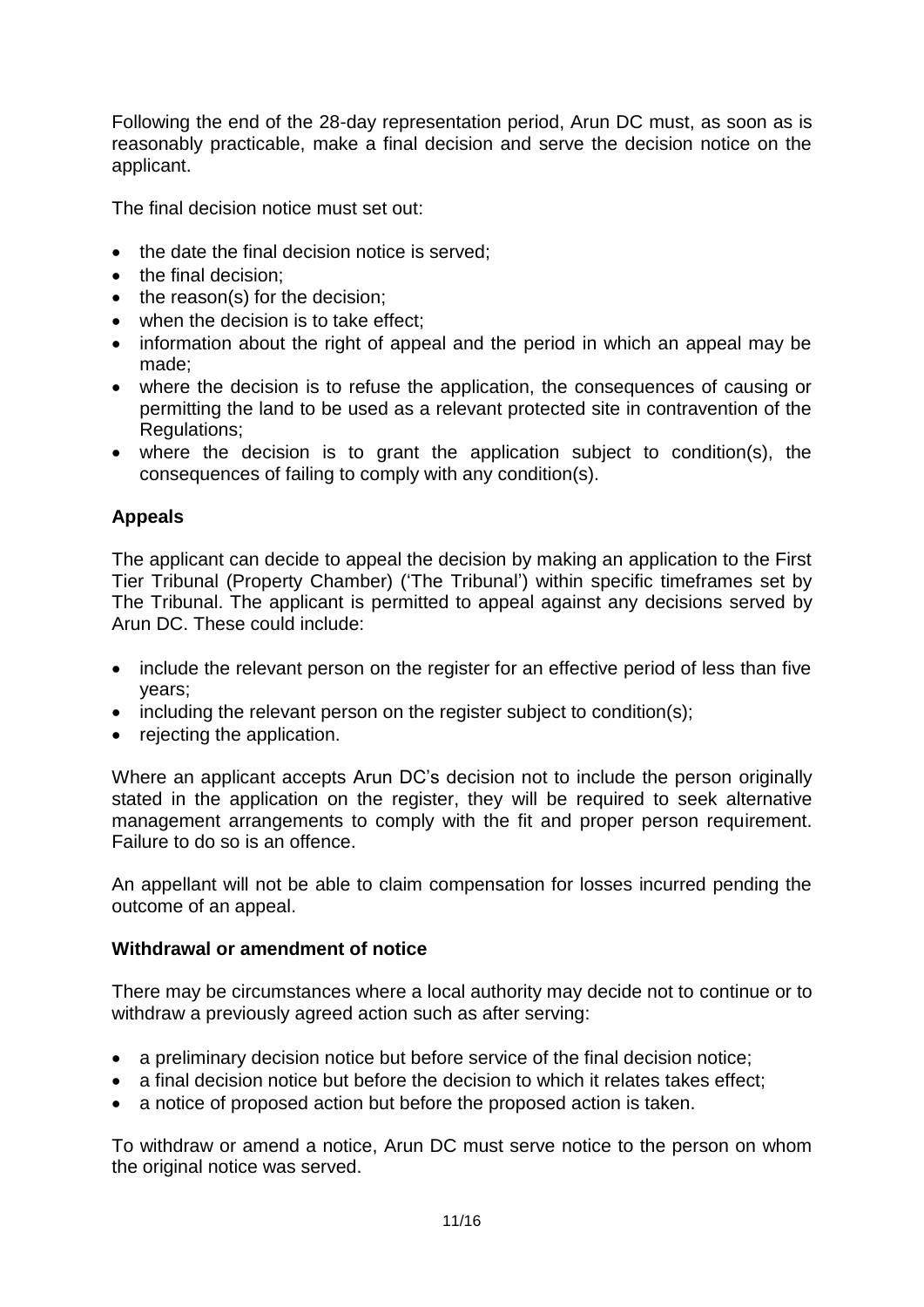Following the end of the 28-day representation period, Arun DC must, as soon as is reasonably practicable, make a final decision and serve the decision notice on the applicant.

The final decision notice must set out:

- the date the final decision notice is served;
- the final decision;
- the reason(s) for the decision;
- when the decision is to take effect;
- information about the right of appeal and the period in which an appeal may be made;
- where the decision is to refuse the application, the consequences of causing or permitting the land to be used as a relevant protected site in contravention of the Regulations;
- where the decision is to grant the application subject to condition(s), the consequences of failing to comply with any condition(s).

**Appeals**

The applicant can decide to appeal the decision by making an application to the First Tier Tribunal (Property Chamber) ('The Tribunal') within specific timeframes set by The Tribunal. The applicant is permitted to appeal against any decisions served by Arun DC. These could include:

- include the relevant person on the register for an effective period of less than five years;
- including the relevant person on the register subject to condition(s);
- rejecting the application.

Where an applicant accepts Arun DC's decision not to include the person originally stated in the application on the register, they will be required to seek alternative management arrangements to comply with the fit and proper person requirement. Failure to do so is an offence.

An appellant will not be able to claim compensation for losses incurred pending the outcome of an appeal.

**Withdrawal or amendment of notice**

There may be circumstances where a local authority may decide not to continue or to withdraw a previously agreed action such as after serving:

- a preliminary decision notice but before service of the final decision notice;
- a final decision notice but before the decision to which it relates takes effect;
- a notice of proposed action but before the proposed action is taken.

To withdraw or amend a notice, Arun DC must serve notice to the person on whom the original notice was served.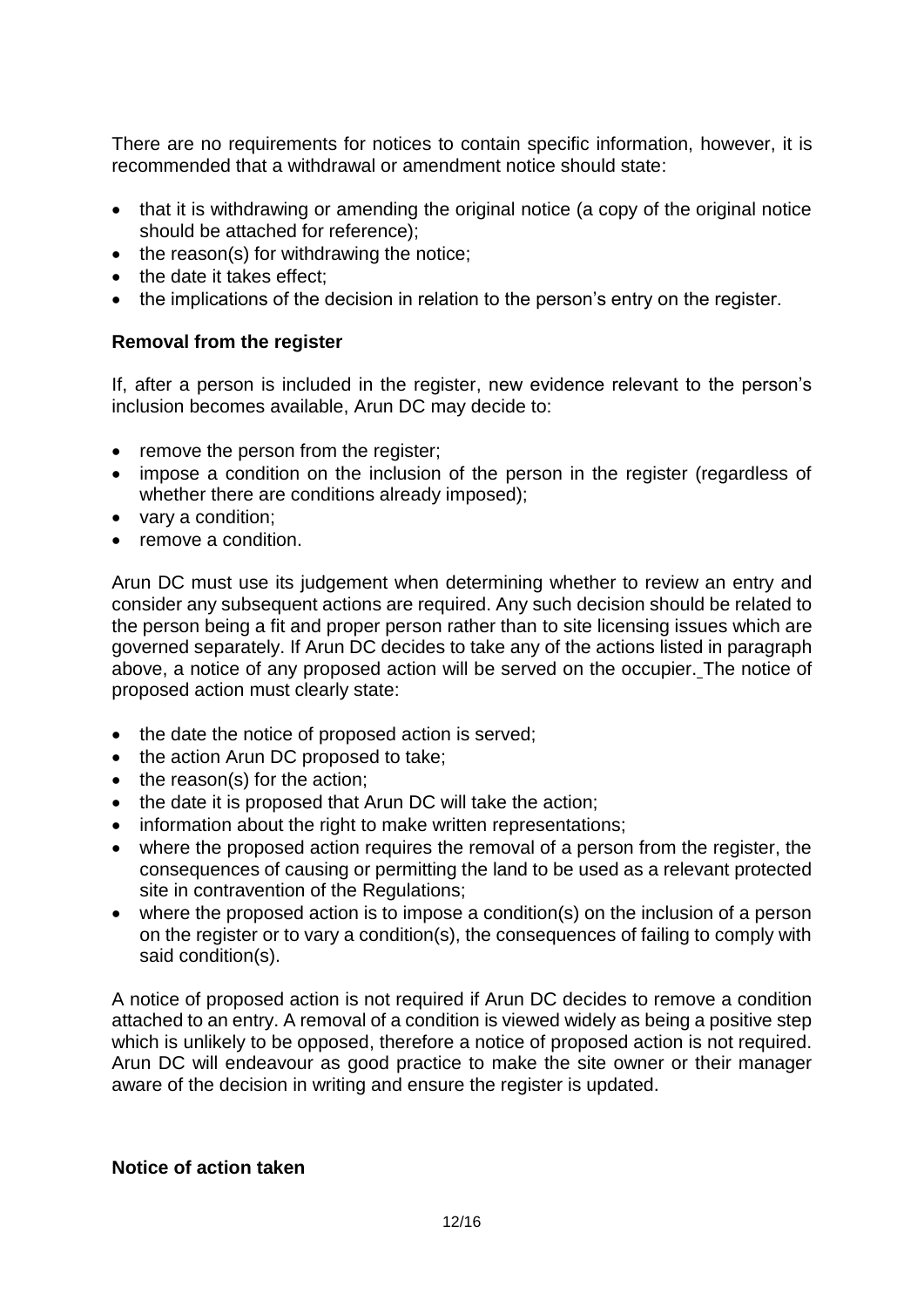There are no requirements for notices to contain specific information, however, it is recommended that a withdrawal or amendment notice should state:

- that it is withdrawing or amending the original notice (a copy of the original notice should be attached for reference);
- the reason(s) for withdrawing the notice;
- the date it takes effect;
- the implications of the decision in relation to the person's entry on the register.

**Removal from the register**

If, after a person is included in the register, new evidence relevant to the person's inclusion becomes available, Arun DC may decide to:

- remove the person from the register;
- impose a condition on the inclusion of the person in the register (regardless of whether there are conditions already imposed);
- vary a condition;
- remove a condition.

Arun DC must use its judgement when determining whether to review an entry and consider any subsequent actions are required. Any such decision should be related to the person being a fit and proper person rather than to site licensing issues which are governed separately. If Arun DC decides to take any of the actions listed in paragraph above, a notice of any proposed action will be served on the occupier. The notice of proposed action must clearly state:

- the date the notice of proposed action is served;
- the action Arun DC proposed to take;
- the reason(s) for the action;
- the date it is proposed that Arun DC will take the action;
- information about the right to make written representations;
- where the proposed action requires the removal of a person from the register, the consequences of causing or permitting the land to be used as a relevant protected site in contravention of the Regulations;
- where the proposed action is to impose a condition(s) on the inclusion of a person on the register or to vary a condition(s), the consequences of failing to comply with said condition(s).

A notice of proposed action is not required if Arun DC decides to remove a condition attached to an entry. A removal of a condition is viewed widely as being a positive step which is unlikely to be opposed, therefore a notice of proposed action is not required. Arun DC will endeavour as good practice to make the site owner or their manager aware of the decision in writing and ensure the register is updated.

**Notice of action taken**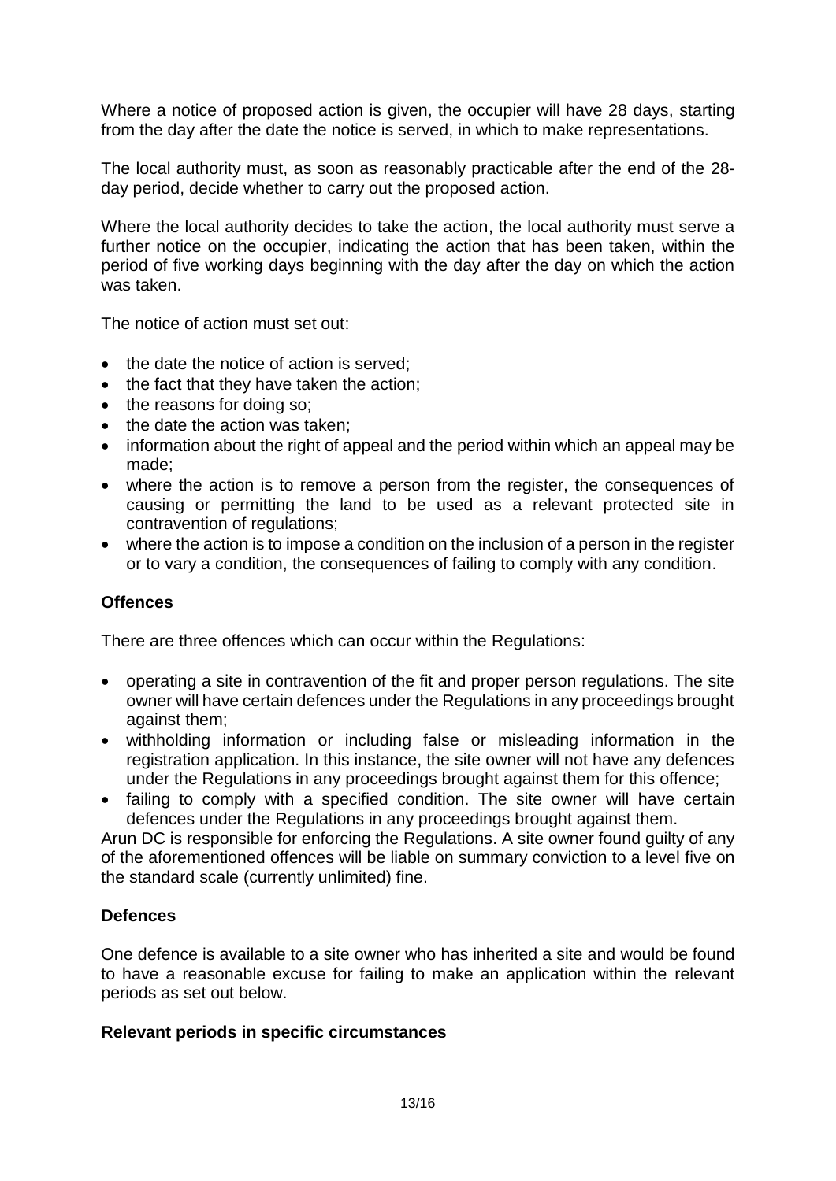Where a notice of proposed action is given, the occupier will have 28 days, starting from the day after the date the notice is served, in which to make representations.

The local authority must, as soon as reasonably practicable after the end of the 28-day period, decide whether to carry out the proposed action.

Where the local authority decides to take the action, the local authority must serve a further notice on the occupier, indicating the action that has been taken, within the period of five working days beginning with the day after the day on which the action was taken.

The notice of action must set out:

- the date the notice of action is served;
- the fact that they have taken the action;
- the reasons for doing so;
- the date the action was taken;
- information about the right of appeal and the period within which an appeal may be made;
- where the action is to remove a person from the register, the consequences of causing or permitting the land to be used as a relevant protected site in contravention of regulations;
- where the action is to impose a condition on the inclusion of a person in the register or to vary a condition, the consequences of failing to comply with any condition.

**Offences**

There are three offences which can occur within the Regulations:

- operating a site in contravention of the fit and proper person regulations. The site owner will have certain defences under the Regulations in any proceedings brought against them;
- withholding information or including false or misleading information in the registration application. In this instance, the site owner will not have any defences under the Regulations in any proceedings brought against them for this offence;
- failing to comply with a specified condition. The site owner will have certain defences under the Regulations in any proceedings brought against them.

Arun DC is responsible for enforcing the Regulations. A site owner found guilty of any of the aforementioned offences will be liable on summary conviction to a level five on the standard scale (currently unlimited) fine.

**Defences**

One defence is available to a site owner who has inherited a site and would be found to have a reasonable excuse for failing to make an application within the relevant periods as set out below.

**Relevant periods in specific circumstances**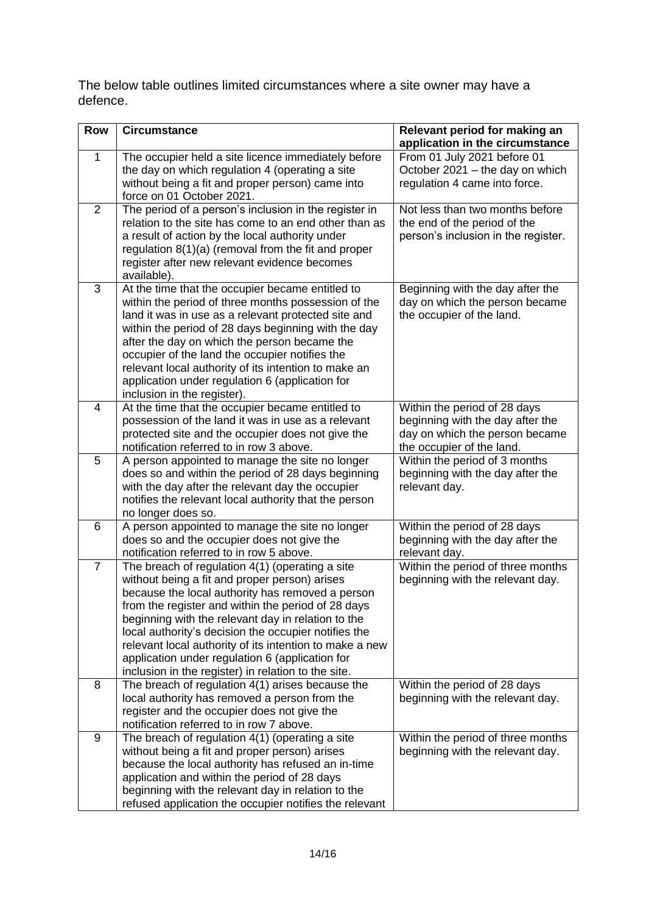The below table outlines limited circumstances where a site owner may have a defence.

| Row | Circumstance | Relevant period for making an application in the circumstance |
|---|---|---|
| 1 | The occupier held a site licence immediately before the day on which regulation 4 (operating a site without being a fit and proper person) came into force on 01 October 2021. | From 01 July 2021 before 01 October 2021 – the day on which regulation 4 came into force. |
| 2 | The period of a person's inclusion in the register in relation to the site has come to an end other than as a result of action by the local authority under regulation 8(1)(a) (removal from the fit and proper register after new relevant evidence becomes available). | Not less than two months before the end of the period of the person's inclusion in the register. |
| 3 | At the time that the occupier became entitled to within the period of three months possession of the land it was in use as a relevant protected site and within the period of 28 days beginning with the day after the day on which the person became the occupier of the land the occupier notifies the relevant local authority of its intention to make an application under regulation 6 (application for inclusion in the register). | Beginning with the day after the day on which the person became the occupier of the land. |
| 4 | At the time that the occupier became entitled to possession of the land it was in use as a relevant protected site and the occupier does not give the notification referred to in row 3 above. | Within the period of 28 days beginning with the day after the day on which the person became the occupier of the land. |
| 5 | A person appointed to manage the site no longer does so and within the period of 28 days beginning with the day after the relevant day the occupier notifies the relevant local authority that the person no longer does so. | Within the period of 3 months beginning with the day after the relevant day. |
| 6 | A person appointed to manage the site no longer does so and the occupier does not give the notification referred to in row 5 above. | Within the period of 28 days beginning with the day after the relevant day. |
| 7 | The breach of regulation 4(1) (operating a site without being a fit and proper person) arises because the local authority has removed a person from the register and within the period of 28 days beginning with the relevant day in relation to the local authority's decision the occupier notifies the relevant local authority of its intention to make a new application under regulation 6 (application for inclusion in the register) in relation to the site. | Within the period of three months beginning with the relevant day. |
| 8 | The breach of regulation 4(1) arises because the local authority has removed a person from the register and the occupier does not give the notification referred to in row 7 above. | Within the period of 28 days beginning with the relevant day. |
| 9 | The breach of regulation 4(1) (operating a site without being a fit and proper person) arises because the local authority has refused an in-time application and within the period of 28 days beginning with the relevant day in relation to the refused application the occupier notifies the relevant | Within the period of three months beginning with the relevant day. |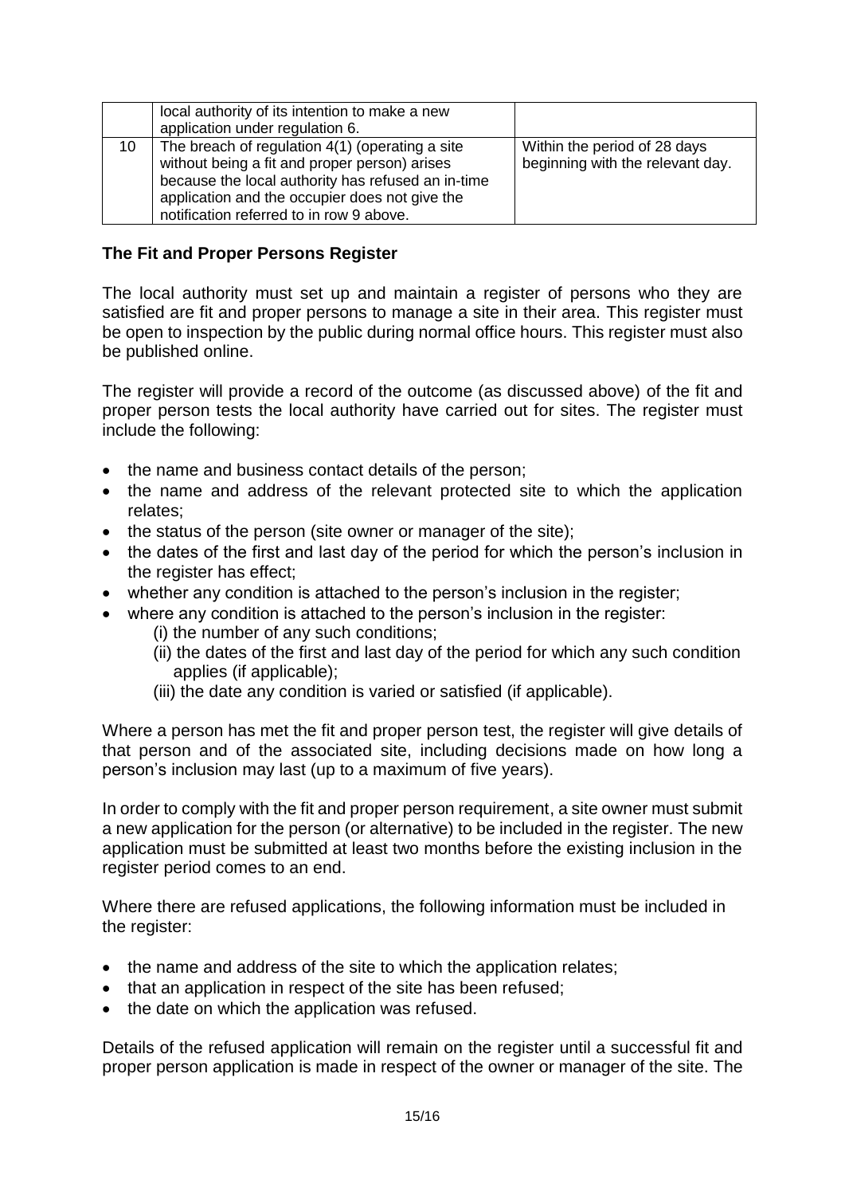| | | |
|---|---|---|
| | local authority of its intention to make a new application under regulation 6. | |
| 10 | The breach of regulation 4(1) (operating a site without being a fit and proper person) arises because the local authority has refused an in-time application and the occupier does not give the notification referred to in row 9 above. | Within the period of 28 days beginning with the relevant day. |

## The Fit and Proper Persons Register

The local authority must set up and maintain a register of persons who they are satisfied are fit and proper persons to manage a site in their area. This register must be open to inspection by the public during normal office hours. This register must also be published online.

The register will provide a record of the outcome (as discussed above) of the fit and proper person tests the local authority have carried out for sites. The register must include the following:

- the name and business contact details of the person;
- the name and address of the relevant protected site to which the application relates;
- the status of the person (site owner or manager of the site);
- the dates of the first and last day of the period for which the person's inclusion in the register has effect;
- whether any condition is attached to the person's inclusion in the register;
- where any condition is attached to the person's inclusion in the register:
  - (i) the number of any such conditions;
  - (ii) the dates of the first and last day of the period for which any such condition applies (if applicable);
  - (iii) the date any condition is varied or satisfied (if applicable).

Where a person has met the fit and proper person test, the register will give details of that person and of the associated site, including decisions made on how long a person's inclusion may last (up to a maximum of five years).

In order to comply with the fit and proper person requirement, a site owner must submit a new application for the person (or alternative) to be included in the register. The new application must be submitted at least two months before the existing inclusion in the register period comes to an end.

Where there are refused applications, the following information must be included in the register:

- the name and address of the site to which the application relates;
- that an application in respect of the site has been refused;
- the date on which the application was refused.

Details of the refused application will remain on the register until a successful fit and proper person application is made in respect of the owner or manager of the site. The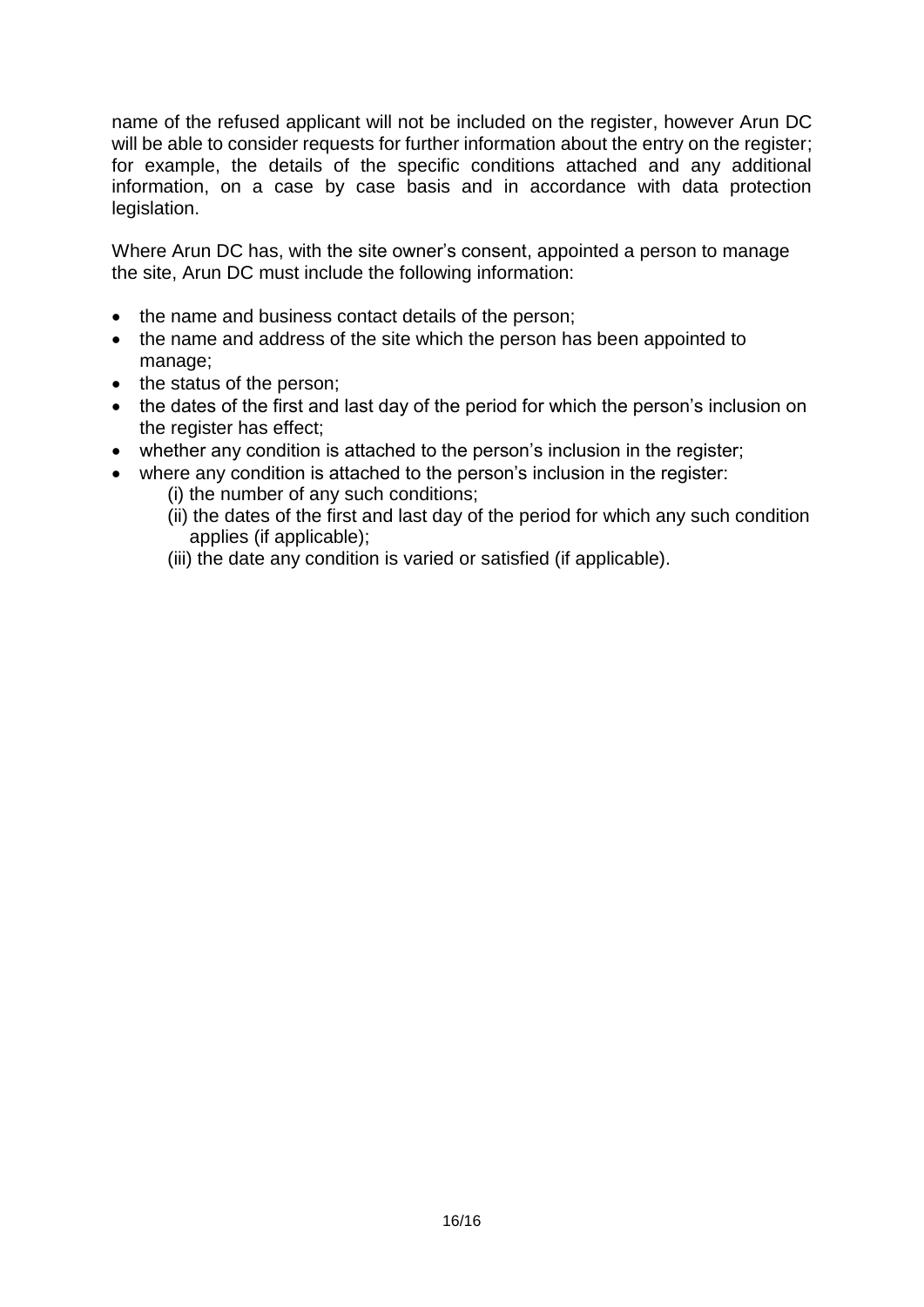name of the refused applicant will not be included on the register, however Arun DC will be able to consider requests for further information about the entry on the register; for example, the details of the specific conditions attached and any additional information, on a case by case basis and in accordance with data protection legislation.

Where Arun DC has, with the site owner's consent, appointed a person to manage the site, Arun DC must include the following information:

- the name and business contact details of the person;
- the name and address of the site which the person has been appointed to manage;
- the status of the person;
- the dates of the first and last day of the period for which the person's inclusion on the register has effect;
- whether any condition is attached to the person's inclusion in the register;
- where any condition is attached to the person's inclusion in the register:
  - (i) the number of any such conditions;
  - (ii) the dates of the first and last day of the period for which any such condition applies (if applicable);
  - (iii) the date any condition is varied or satisfied (if applicable).